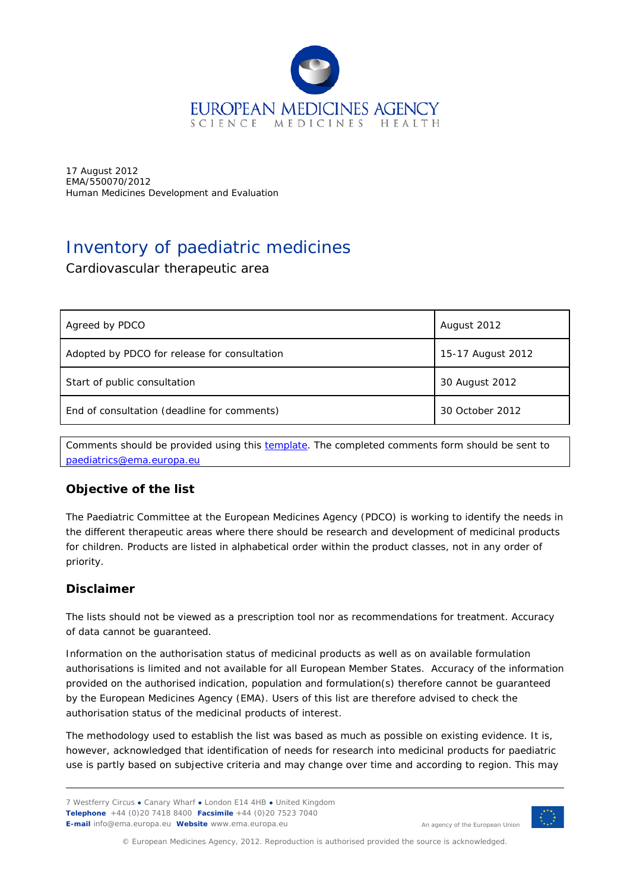EUROPEAN MEDICINES AGENCY
SCIENCE MEDICINES HEALTH

17 August 2012
EMA/550070/2012
Human Medicines Development and Evaluation

# Inventory of paediatric medicines

Cardiovascular therapeutic area

| | |
|---|---|
| Agreed by PDCO | August 2012 |
| Adopted by PDCO for release for consultation | 15-17 August 2012 |
| Start of public consultation | 30 August 2012 |
| End of consultation (deadline for comments) | 30 October 2012 |

Comments should be provided using this template. The completed comments form should be sent to paediatrics@ema.europa.eu

## Objective of the list

The Paediatric Committee at the European Medicines Agency (PDCO) is working to identify the needs in the different therapeutic areas where there should be research and development of medicinal products for children. Products are listed in alphabetical order within the product classes, not in any order of priority.

## Disclaimer

The lists should not be viewed as a prescription tool nor as recommendations for treatment. Accuracy of data cannot be guaranteed.

Information on the authorisation status of medicinal products as well as on available formulation authorisations is limited and not available for all European Member States. Accuracy of the information provided on the authorised indication, population and formulation(s) therefore cannot be guaranteed by the European Medicines Agency (EMA). Users of this list are therefore advised to check the authorisation status of the medicinal products of interest.

The methodology used to establish the list was based as much as possible on existing evidence. It is, however, acknowledged that identification of needs for research into medicinal products for paediatric use is partly based on subjective criteria and may change over time and according to region. This may

7 Westferry Circus ● Canary Wharf ● London E14 4HB ● United Kingdom
**Telephone** +44 (0)20 7418 8400 **Facsimile** +44 (0)20 7523 7040
**E-mail** info@ema.europa.eu **Website** www.ema.europa.eu

An agency of the European Union

© European Medicines Agency, 2012. Reproduction is authorised provided the source is acknowledged.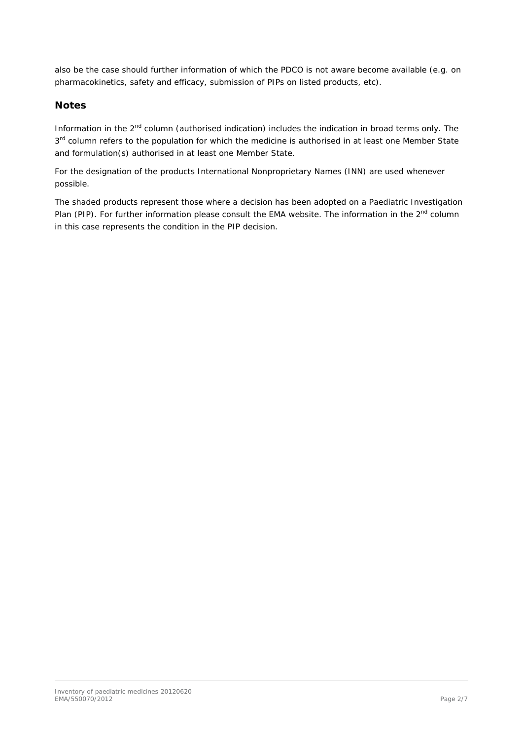also be the case should further information of which the PDCO is not aware become available (e.g. on pharmacokinetics, safety and efficacy, submission of PIPs on listed products, etc).

## Notes

Information in the 2nd column (authorised indication) includes the indication in broad terms only. The 3rd column refers to the population for which the medicine is authorised in at least one Member State and formulation(s) authorised in at least one Member State.

For the designation of the products International Nonproprietary Names (INN) are used whenever possible.

The shaded products represent those where a decision has been adopted on a Paediatric Investigation Plan (PIP). For further information please consult the EMA website. The information in the 2nd column in this case represents the condition in the PIP decision.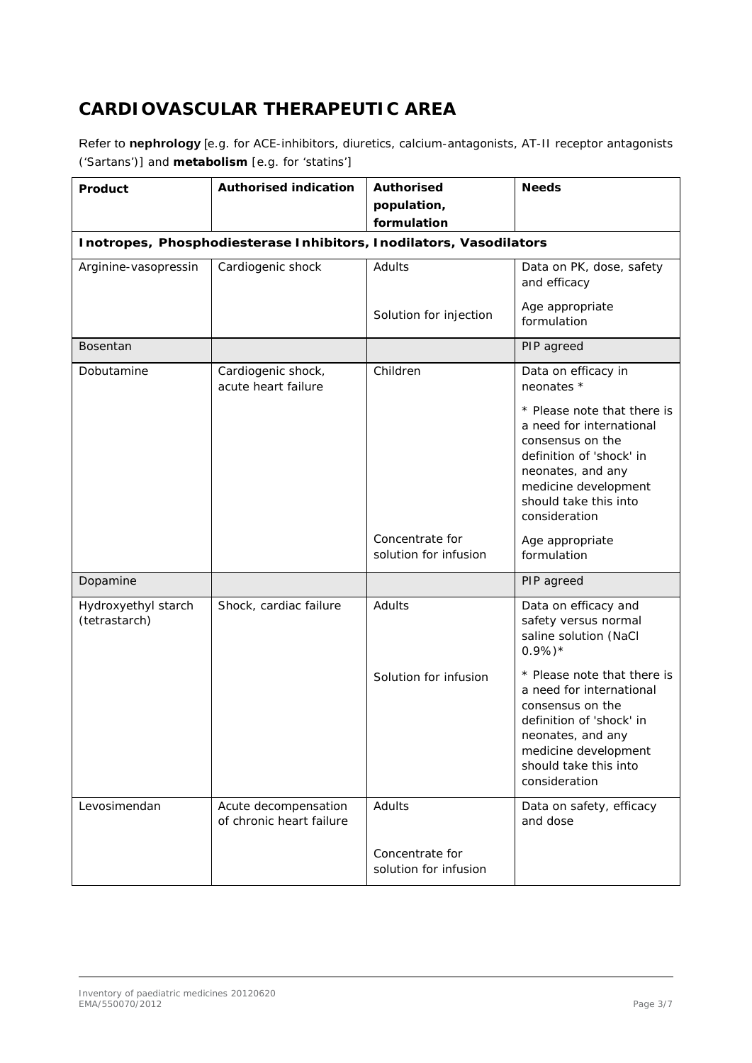# CARDIOVASCULAR THERAPEUTIC AREA

Refer to **nephrology** [e.g. for ACE-inhibitors, diuretics, calcium-antagonists, AT-II receptor antagonists ('Sartans')] and **metabolism** [e.g. for 'statins']

| Product | Authorised indication | Authorised population, formulation | Needs |
|---|---|---|---|
| **Inotropes, Phosphodiesterase Inhibitors, Inodilators, Vasodilators** | | | |
| Arginine-vasopressin | Cardiogenic shock | Adults | Data on PK, dose, safety and efficacy |
| | | Solution for injection | Age appropriate formulation |
| Bosentan | | | PIP agreed |
| Dobutamine | Cardiogenic shock, acute heart failure | Children | Data on efficacy in neonates * |
| | | | * Please note that there is a need for international consensus on the definition of 'shock' in neonates, and any medicine development should take this into consideration |
| | | Concentrate for solution for infusion | Age appropriate formulation |
| Dopamine | | | PIP agreed |
| Hydroxyethyl starch (tetrastarch) | Shock, cardiac failure | Adults | Data on efficacy and safety versus normal saline solution (NaCl 0.9%)* |
| | | Solution for infusion | * Please note that there is a need for international consensus on the definition of 'shock' in neonates, and any medicine development should take this into consideration |
| Levosimendan | Acute decompensation of chronic heart failure | Adults | Data on safety, efficacy and dose |
| | | Concentrate for solution for infusion | |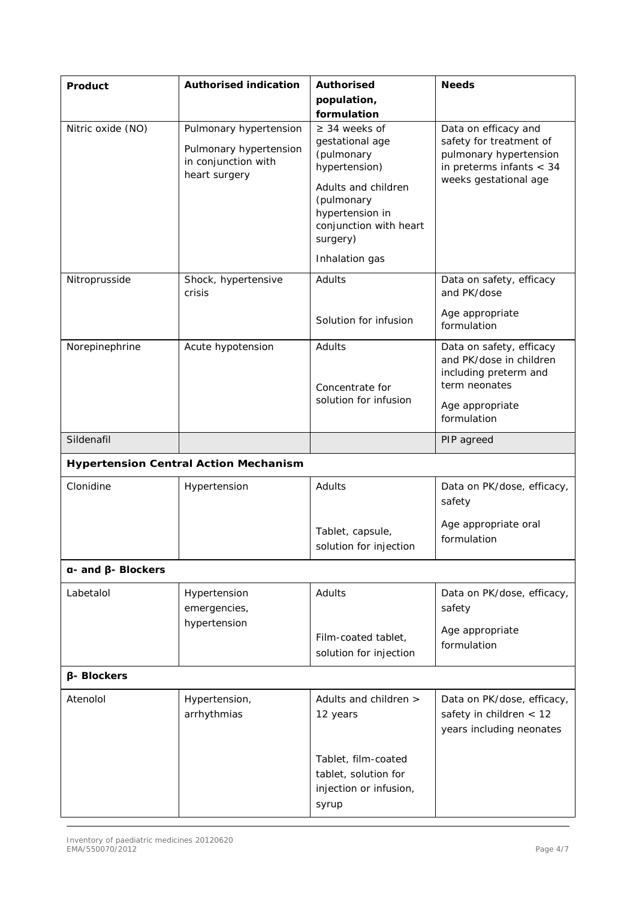| Product | Authorised indication | Authorised population, formulation | Needs |
|---|---|---|---|
| Nitric oxide (NO) | Pulmonary hypertension<br><br>Pulmonary hypertension in conjunction with heart surgery | ≥ 34 weeks of gestational age (pulmonary hypertension)<br><br>Adults and children (pulmonary hypertension in conjunction with heart surgery)<br><br>Inhalation gas | Data on efficacy and safety for treatment of pulmonary hypertension in preterms infants < 34 weeks gestational age |
| Nitroprusside | Shock, hypertensive crisis | Adults<br><br>Solution for infusion | Data on safety, efficacy and PK/dose<br><br>Age appropriate formulation |
| Norepinephrine | Acute hypotension | Adults<br><br>Concentrate for solution for infusion | Data on safety, efficacy and PK/dose in children including preterm and term neonates<br><br>Age appropriate formulation |
| Sildenafil | | | PIP agreed |
| **Hypertension Central Action Mechanism** | | | |
| Clonidine | Hypertension | Adults<br><br>Tablet, capsule, solution for injection | Data on PK/dose, efficacy, safety<br><br>Age appropriate oral formulation |
| **α- and β- Blockers** | | | |
| Labetalol | Hypertension emergencies, hypertension | Adults<br><br>Film-coated tablet, solution for injection | Data on PK/dose, efficacy, safety<br><br>Age appropriate formulation |
| **β- Blockers** | | | |
| Atenolol | Hypertension, arrhythmias | Adults and children > 12 years<br><br>Tablet, film-coated tablet, solution for injection or infusion, syrup | Data on PK/dose, efficacy, safety in children < 12 years including neonates |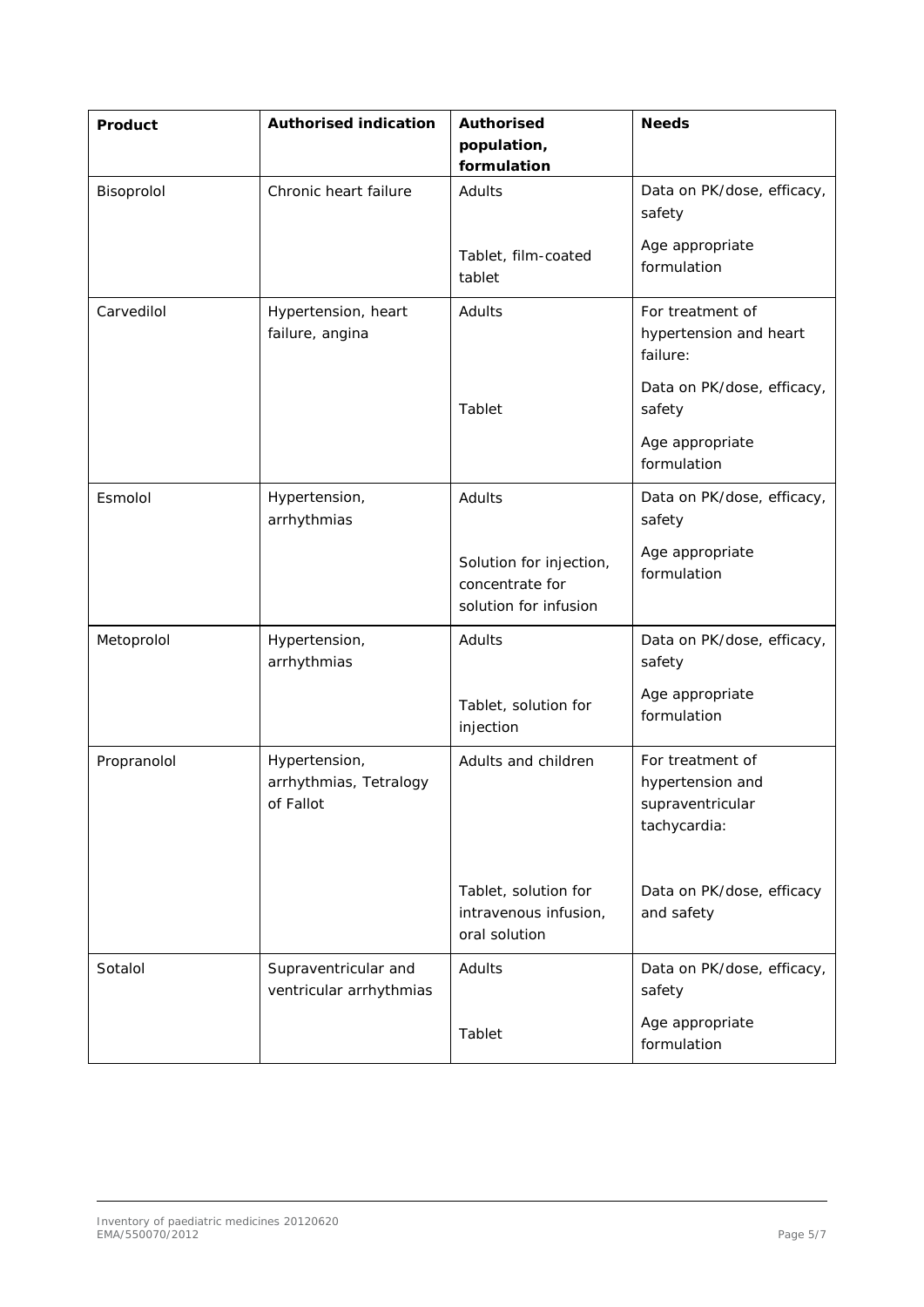| Product | Authorised indication | Authorised population, formulation | Needs |
|---|---|---|---|
| Bisoprolol | Chronic heart failure | Adults<br><br>Tablet, film-coated tablet | Data on PK/dose, efficacy, safety<br><br>Age appropriate formulation |
| Carvedilol | Hypertension, heart failure, angina | Adults<br><br>Tablet | For treatment of hypertension and heart failure:<br><br>Data on PK/dose, efficacy, safety<br><br>Age appropriate formulation |
| Esmolol | Hypertension, arrhythmias | Adults<br><br>Solution for injection, concentrate for solution for infusion | Data on PK/dose, efficacy, safety<br><br>Age appropriate formulation |
| Metoprolol | Hypertension, arrhythmias | Adults<br><br>Tablet, solution for injection | Data on PK/dose, efficacy, safety<br><br>Age appropriate formulation |
| Propranolol | Hypertension, arrhythmias, Tetralogy of Fallot | Adults and children<br><br>Tablet, solution for intravenous infusion, oral solution | For treatment of hypertension and supraventricular tachycardia:<br><br>Data on PK/dose, efficacy and safety |
| Sotalol | Supraventricular and ventricular arrhythmias | Adults<br><br>Tablet | Data on PK/dose, efficacy, safety<br><br>Age appropriate formulation |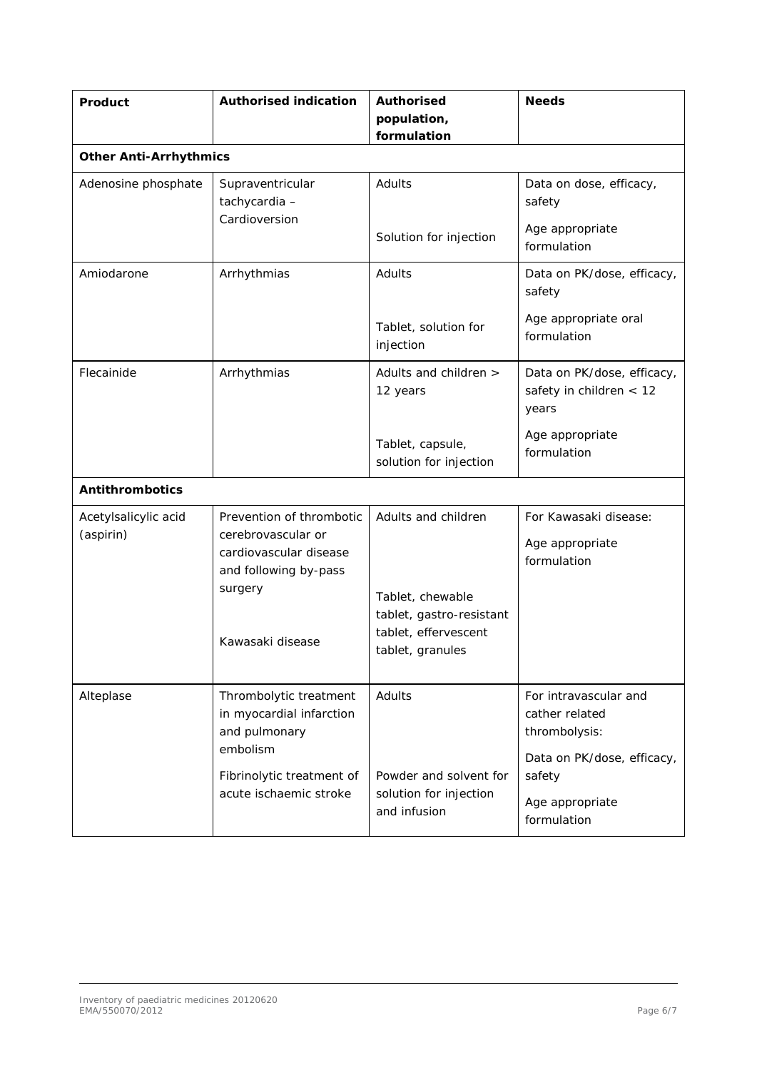| Product | Authorised indication | Authorised population, formulation | Needs |
|---|---|---|---|
| **Other Anti-Arrhythmics** | | | |
| Adenosine phosphate | Supraventricular tachycardia – Cardioversion | Adults<br><br>Solution for injection | Data on dose, efficacy, safety<br><br>Age appropriate formulation |
| Amiodarone | Arrhythmias | Adults<br><br>Tablet, solution for injection | Data on PK/dose, efficacy, safety<br><br>Age appropriate oral formulation |
| Flecainide | Arrhythmias | Adults and children > 12 years<br><br>Tablet, capsule, solution for injection | Data on PK/dose, efficacy, safety in children < 12 years<br><br>Age appropriate formulation |
| **Antithrombotics** | | | |
| Acetylsalicylic acid (aspirin) | Prevention of thrombotic cerebrovascular or cardiovascular disease and following by-pass surgery<br><br>Kawasaki disease | Adults and children<br><br>Tablet, chewable tablet, gastro-resistant tablet, effervescent tablet, granules | For Kawasaki disease:<br><br>Age appropriate formulation |
| Alteplase | Thrombolytic treatment in myocardial infarction and pulmonary embolism<br><br>Fibrinolytic treatment of acute ischaemic stroke | Adults<br><br>Powder and solvent for solution for injection and infusion | For intravascular and cather related thrombolysis:<br><br>Data on PK/dose, efficacy, safety<br><br>Age appropriate formulation |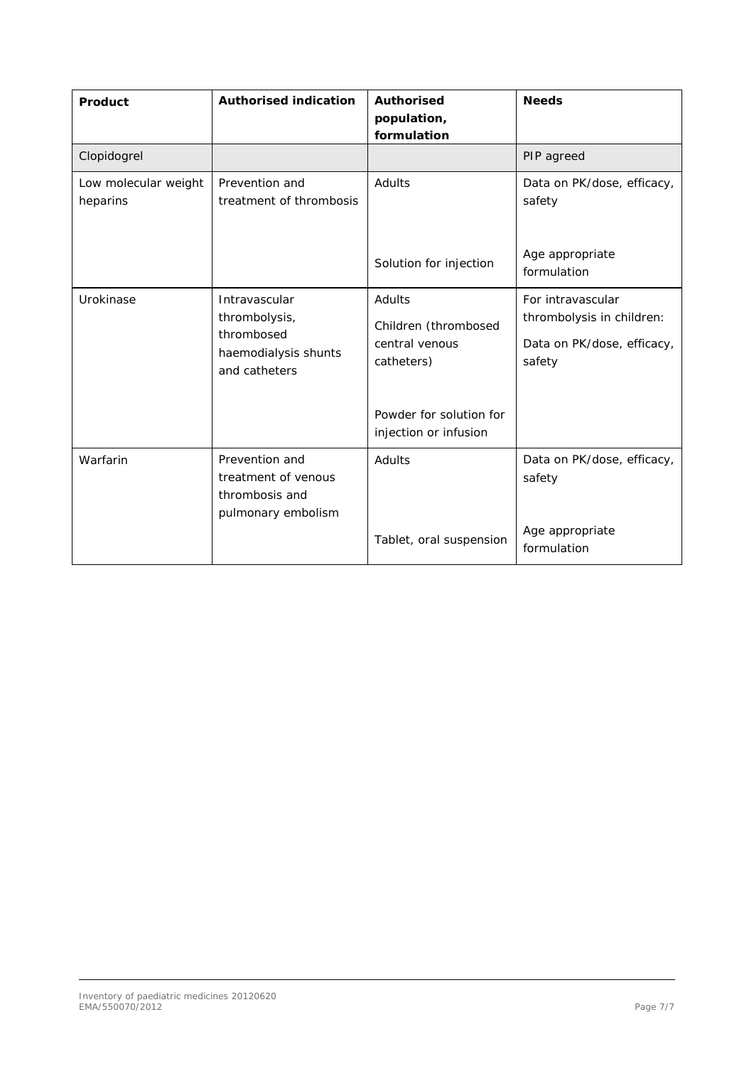| Product | Authorised indication | Authorised population, formulation | Needs |
| --- | --- | --- | --- |
| Clopidogrel | | | PIP agreed |
| Low molecular weight heparins | Prevention and treatment of thrombosis | Adults | Data on PK/dose, efficacy, safety |
| | | Solution for injection | Age appropriate formulation |
| Urokinase | Intravascular thrombolysis, thrombosed haemodialysis shunts and catheters | Adults<br>Children (thrombosed central venous catheters) | For intravascular thrombolysis in children:<br>Data on PK/dose, efficacy, safety |
| | | Powder for solution for injection or infusion | |
| Warfarin | Prevention and treatment of venous thrombosis and pulmonary embolism | Adults | Data on PK/dose, efficacy, safety |
| | | Tablet, oral suspension | Age appropriate formulation |